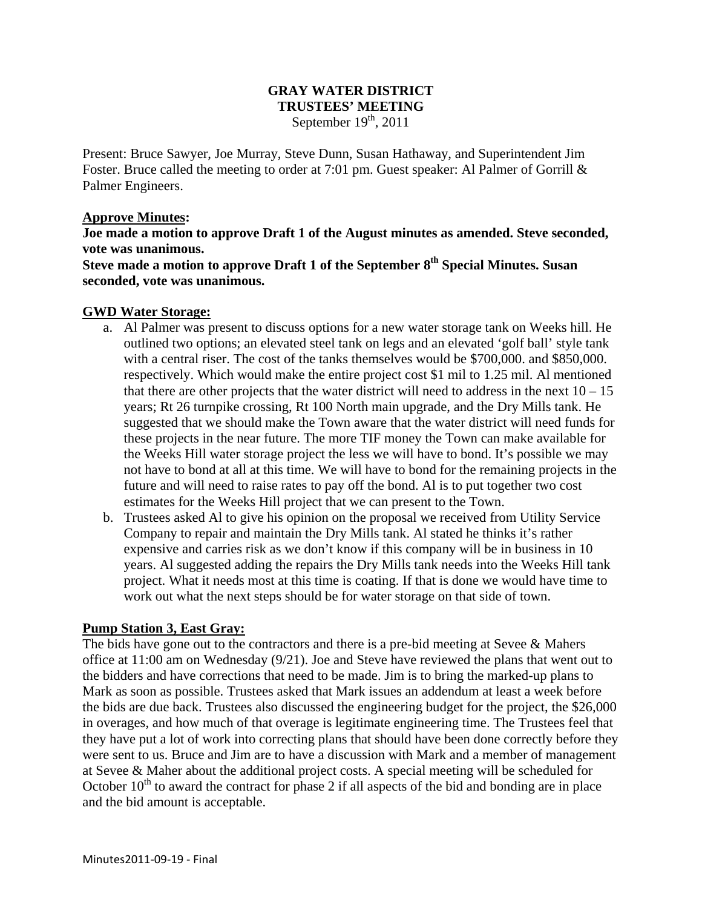# GRAY WATER DISTRICT
## TRUSTEES' MEETING
September 19th, 2011

Present: Bruce Sawyer, Joe Murray, Steve Dunn, Susan Hathaway, and Superintendent Jim Foster. Bruce called the meeting to order at 7:01 pm. Guest speaker: Al Palmer of Gorrill & Palmer Engineers.

**Approve Minutes:**

**Joe made a motion to approve Draft 1 of the August minutes as amended. Steve seconded, vote was unanimous.**

**Steve made a motion to approve Draft 1 of the September 8th Special Minutes. Susan seconded, vote was unanimous.**

**GWD Water Storage:**

a. Al Palmer was present to discuss options for a new water storage tank on Weeks hill. He outlined two options; an elevated steel tank on legs and an elevated 'golf ball' style tank with a central riser. The cost of the tanks themselves would be $700,000. and $850,000. respectively. Which would make the entire project cost $1 mil to 1.25 mil. Al mentioned that there are other projects that the water district will need to address in the next 10 – 15 years; Rt 26 turnpike crossing, Rt 100 North main upgrade, and the Dry Mills tank. He suggested that we should make the Town aware that the water district will need funds for these projects in the near future. The more TIF money the Town can make available for the Weeks Hill water storage project the less we will have to bond. It's possible we may not have to bond at all at this time. We will have to bond for the remaining projects in the future and will need to raise rates to pay off the bond. Al is to put together two cost estimates for the Weeks Hill project that we can present to the Town.

b. Trustees asked Al to give his opinion on the proposal we received from Utility Service Company to repair and maintain the Dry Mills tank. Al stated he thinks it's rather expensive and carries risk as we don't know if this company will be in business in 10 years. Al suggested adding the repairs the Dry Mills tank needs into the Weeks Hill tank project. What it needs most at this time is coating. If that is done we would have time to work out what the next steps should be for water storage on that side of town.

**Pump Station 3, East Gray:**

The bids have gone out to the contractors and there is a pre-bid meeting at Sevee & Mahers office at 11:00 am on Wednesday (9/21). Joe and Steve have reviewed the plans that went out to the bidders and have corrections that need to be made. Jim is to bring the marked-up plans to Mark as soon as possible. Trustees asked that Mark issues an addendum at least a week before the bids are due back. Trustees also discussed the engineering budget for the project, the $26,000 in overages, and how much of that overage is legitimate engineering time. The Trustees feel that they have put a lot of work into correcting plans that should have been done correctly before they were sent to us. Bruce and Jim are to have a discussion with Mark and a member of management at Sevee & Maher about the additional project costs. A special meeting will be scheduled for October 10th to award the contract for phase 2 if all aspects of the bid and bonding are in place and the bid amount is acceptable.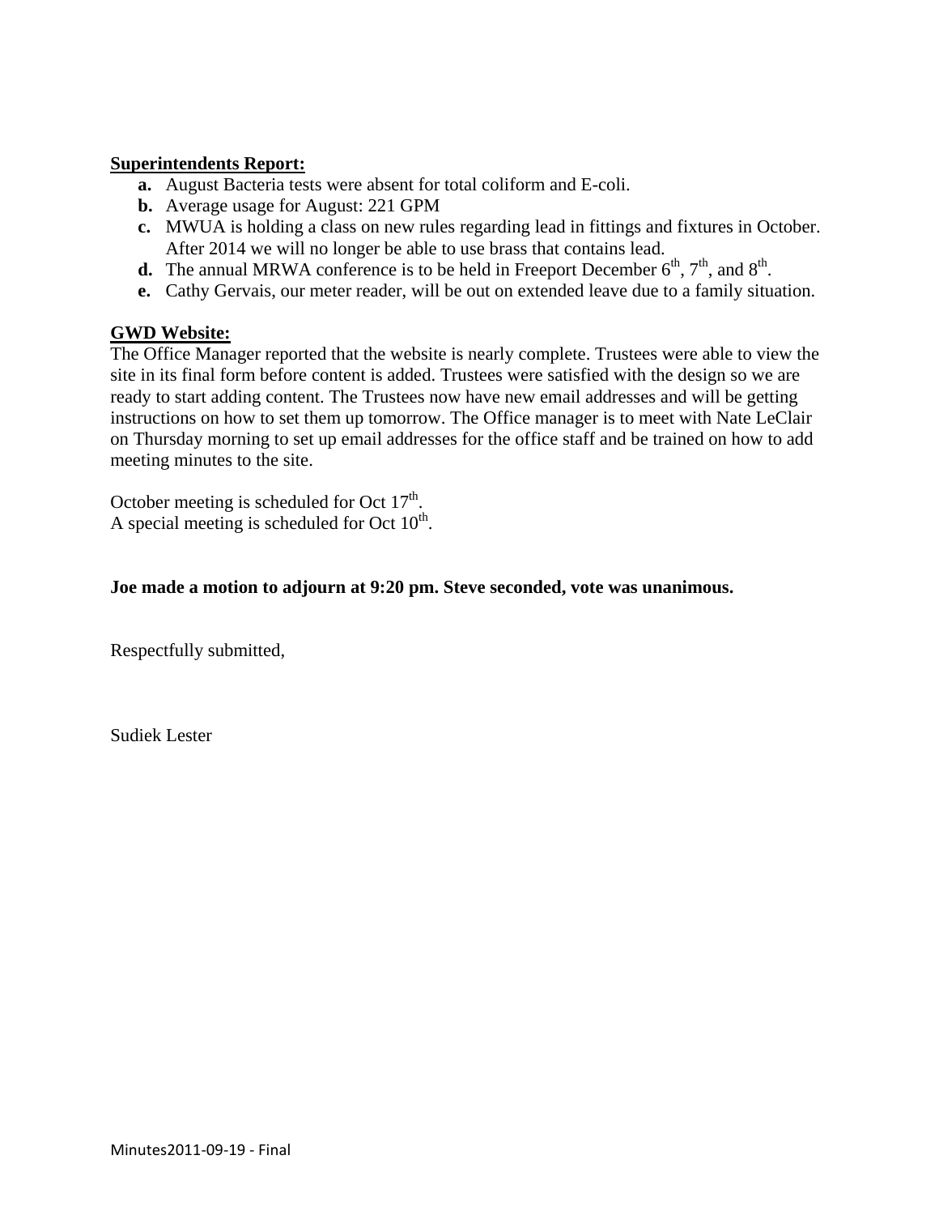**Superintendents Report:**

- **a.** August Bacteria tests were absent for total coliform and E-coli.
- **b.** Average usage for August: 221 GPM
- **c.** MWUA is holding a class on new rules regarding lead in fittings and fixtures in October. After 2014 we will no longer be able to use brass that contains lead.
- **d.** The annual MRWA conference is to be held in Freeport December 6th, 7th, and 8th.
- **e.** Cathy Gervais, our meter reader, will be out on extended leave due to a family situation.

**GWD Website:**

The Office Manager reported that the website is nearly complete. Trustees were able to view the site in its final form before content is added. Trustees were satisfied with the design so we are ready to start adding content. The Trustees now have new email addresses and will be getting instructions on how to set them up tomorrow. The Office manager is to meet with Nate LeClair on Thursday morning to set up email addresses for the office staff and be trained on how to add meeting minutes to the site.

October meeting is scheduled for Oct 17th.
A special meeting is scheduled for Oct 10th.

**Joe made a motion to adjourn at 9:20 pm. Steve seconded, vote was unanimous.**

Respectfully submitted,

Sudiek Lester